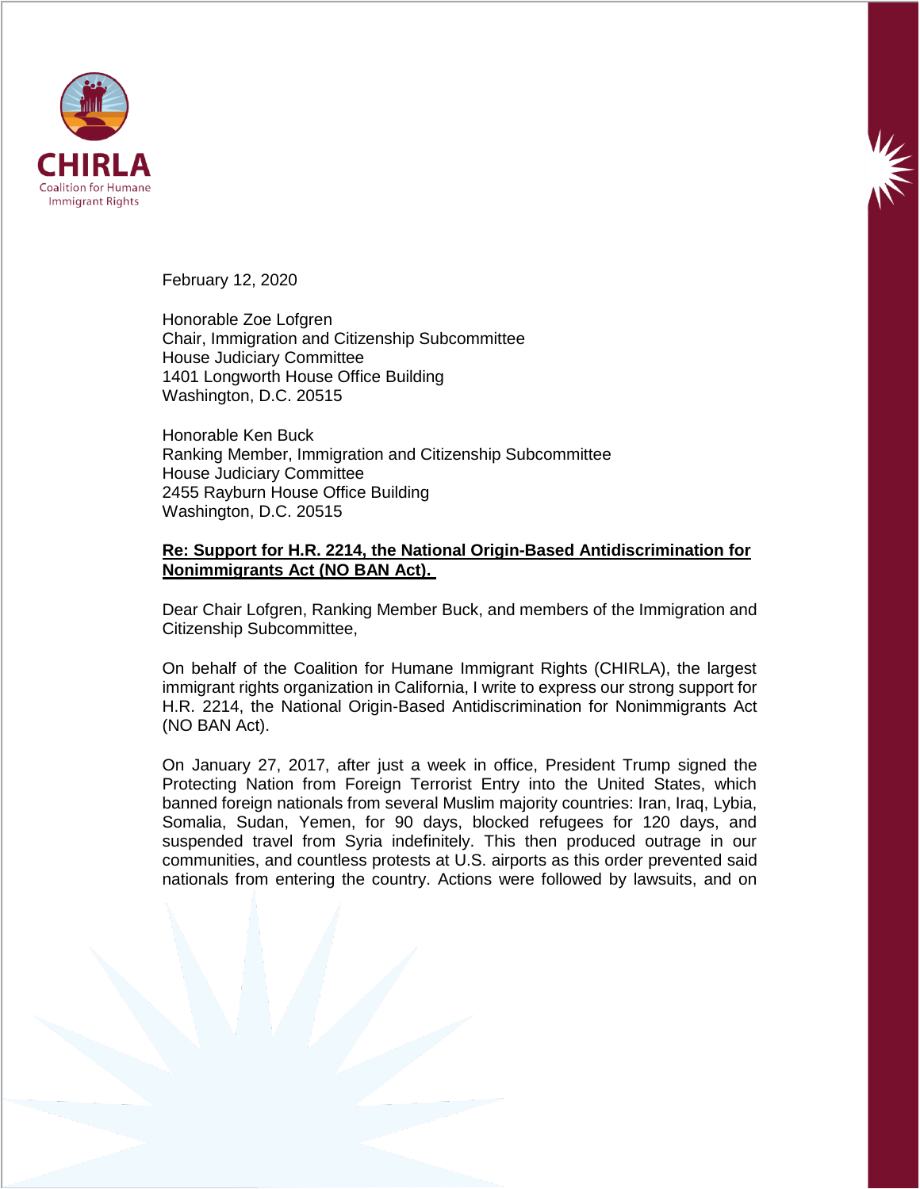CHIRLA
Coalition for Humane Immigrant Rights

February 12, 2020

Honorable Zoe Lofgren
Chair, Immigration and Citizenship Subcommittee
House Judiciary Committee
1401 Longworth House Office Building
Washington, D.C. 20515

Honorable Ken Buck
Ranking Member, Immigration and Citizenship Subcommittee
House Judiciary Committee
2455 Rayburn House Office Building
Washington, D.C. 20515

**Re: Support for H.R. 2214, the National Origin-Based Antidiscrimination for Nonimmigrants Act (NO BAN Act).**

Dear Chair Lofgren, Ranking Member Buck, and members of the Immigration and Citizenship Subcommittee,

On behalf of the Coalition for Humane Immigrant Rights (CHIRLA), the largest immigrant rights organization in California, I write to express our strong support for H.R. 2214, the National Origin-Based Antidiscrimination for Nonimmigrants Act (NO BAN Act).

On January 27, 2017, after just a week in office, President Trump signed the Protecting Nation from Foreign Terrorist Entry into the United States, which banned foreign nationals from several Muslim majority countries: Iran, Iraq, Lybia, Somalia, Sudan, Yemen, for 90 days, blocked refugees for 120 days, and suspended travel from Syria indefinitely. This then produced outrage in our communities, and countless protests at U.S. airports as this order prevented said nationals from entering the country. Actions were followed by lawsuits, and on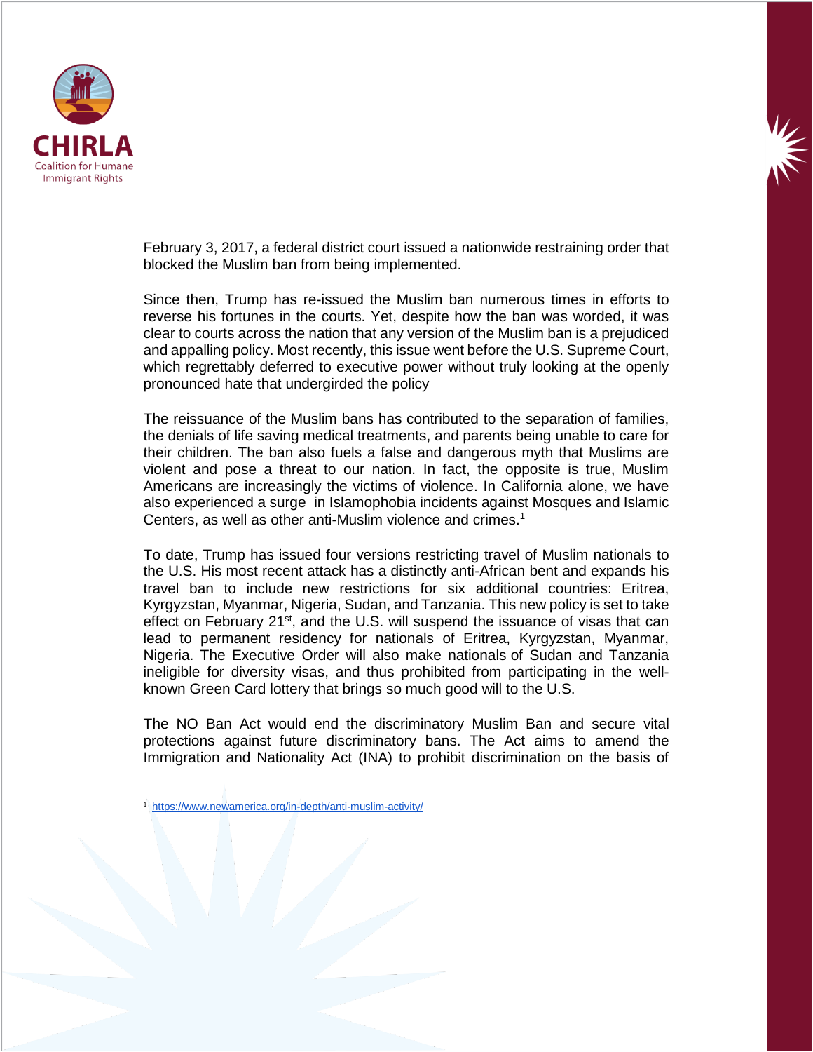February 3, 2017, a federal district court issued a nationwide restraining order that blocked the Muslim ban from being implemented.

Since then, Trump has re-issued the Muslim ban numerous times in efforts to reverse his fortunes in the courts. Yet, despite how the ban was worded, it was clear to courts across the nation that any version of the Muslim ban is a prejudiced and appalling policy. Most recently, this issue went before the U.S. Supreme Court, which regrettably deferred to executive power without truly looking at the openly pronounced hate that undergirded the policy

The reissuance of the Muslim bans has contributed to the separation of families, the denials of life saving medical treatments, and parents being unable to care for their children. The ban also fuels a false and dangerous myth that Muslims are violent and pose a threat to our nation. In fact, the opposite is true, Muslim Americans are increasingly the victims of violence. In California alone, we have also experienced a surge in Islamophobia incidents against Mosques and Islamic Centers, as well as other anti-Muslim violence and crimes.[1]

To date, Trump has issued four versions restricting travel of Muslim nationals to the U.S. His most recent attack has a distinctly anti-African bent and expands his travel ban to include new restrictions for six additional countries: Eritrea, Kyrgyzstan, Myanmar, Nigeria, Sudan, and Tanzania. This new policy is set to take effect on February 21st, and the U.S. will suspend the issuance of visas that can lead to permanent residency for nationals of Eritrea, Kyrgyzstan, Myanmar, Nigeria. The Executive Order will also make nationals of Sudan and Tanzania ineligible for diversity visas, and thus prohibited from participating in the well-known Green Card lottery that brings so much good will to the U.S.

The NO Ban Act would end the discriminatory Muslim Ban and secure vital protections against future discriminatory bans. The Act aims to amend the Immigration and Nationality Act (INA) to prohibit discrimination on the basis of

---

[1] https://www.newamerica.org/in-depth/anti-muslim-activity/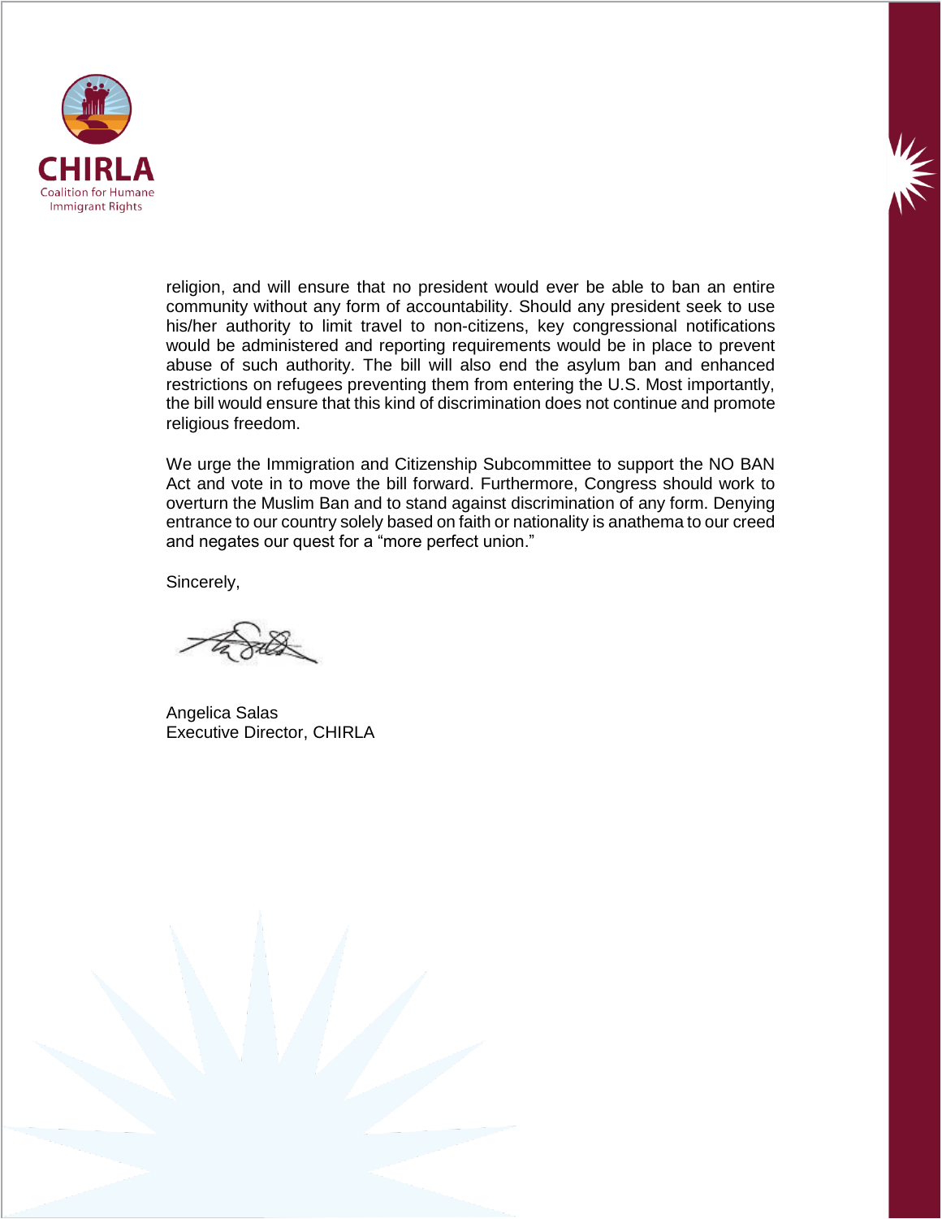religion, and will ensure that no president would ever be able to ban an entire community without any form of accountability. Should any president seek to use his/her authority to limit travel to non-citizens, key congressional notifications would be administered and reporting requirements would be in place to prevent abuse of such authority. The bill will also end the asylum ban and enhanced restrictions on refugees preventing them from entering the U.S. Most importantly, the bill would ensure that this kind of discrimination does not continue and promote religious freedom.

We urge the Immigration and Citizenship Subcommittee to support the NO BAN Act and vote in to move the bill forward. Furthermore, Congress should work to overturn the Muslim Ban and to stand against discrimination of any form. Denying entrance to our country solely based on faith or nationality is anathema to our creed and negates our quest for a "more perfect union."

Sincerely,

Angelica Salas
Executive Director, CHIRLA